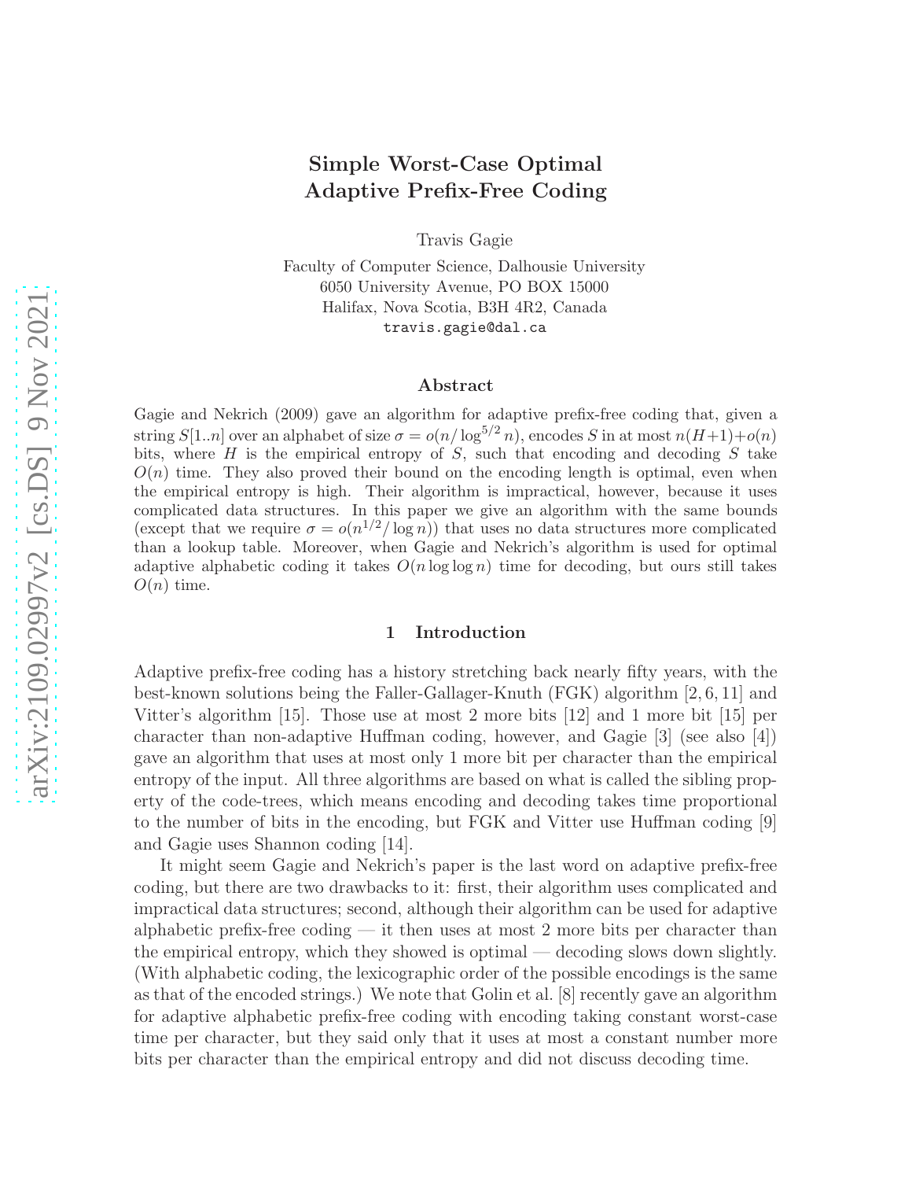# Simple Worst-Case Optimal Adaptive Prefix-Free Coding

Travis Gagie

Faculty of Computer Science, Dalhousie University
6050 University Avenue, PO BOX 15000
Halifax, Nova Scotia, B3H 4R2, Canada
travis.gagie@dal.ca

## Abstract

Gagie and Nekrich (2009) gave an algorithm for adaptive prefix-free coding that, given a string $S[1..n]$ over an alphabet of size $\sigma = o(n/\log^{5/2} n)$, encodes $S$ in at most $n(H+1)+o(n)$ bits, where $H$ is the empirical entropy of $S$, such that encoding and decoding $S$ take $O(n)$ time. They also proved their bound on the encoding length is optimal, even when the empirical entropy is high. Their algorithm is impractical, however, because it uses complicated data structures. In this paper we give an algorithm with the same bounds (except that we require $\sigma = o(n^{1/2}/\log n)$) that uses no data structures more complicated than a lookup table. Moreover, when Gagie and Nekrich's algorithm is used for optimal adaptive alphabetic coding it takes $O(n \log \log n)$ time for decoding, but ours still takes $O(n)$ time.

## 1 Introduction

Adaptive prefix-free coding has a history stretching back nearly fifty years, with the best-known solutions being the Faller-Gallager-Knuth (FGK) algorithm [2, 6, 11] and Vitter's algorithm [15]. Those use at most 2 more bits [12] and 1 more bit [15] per character than non-adaptive Huffman coding, however, and Gagie [3] (see also [4]) gave an algorithm that uses at most only 1 more bit per character than the empirical entropy of the input. All three algorithms are based on what is called the sibling property of the code-trees, which means encoding and decoding takes time proportional to the number of bits in the encoding, but FGK and Vitter use Huffman coding [9] and Gagie uses Shannon coding [14].

It might seem Gagie and Nekrich's paper is the last word on adaptive prefix-free coding, but there are two drawbacks to it: first, their algorithm uses complicated and impractical data structures; second, although their algorithm can be used for adaptive alphabetic prefix-free coding — it then uses at most 2 more bits per character than the empirical entropy, which they showed is optimal — decoding slows down slightly. (With alphabetic coding, the lexicographic order of the possible encodings is the same as that of the encoded strings.) We note that Golin et al. [8] recently gave an algorithm for adaptive alphabetic prefix-free coding with encoding taking constant worst-case time per character, but they said only that it uses at most a constant number more bits per character than the empirical entropy and did not discuss decoding time.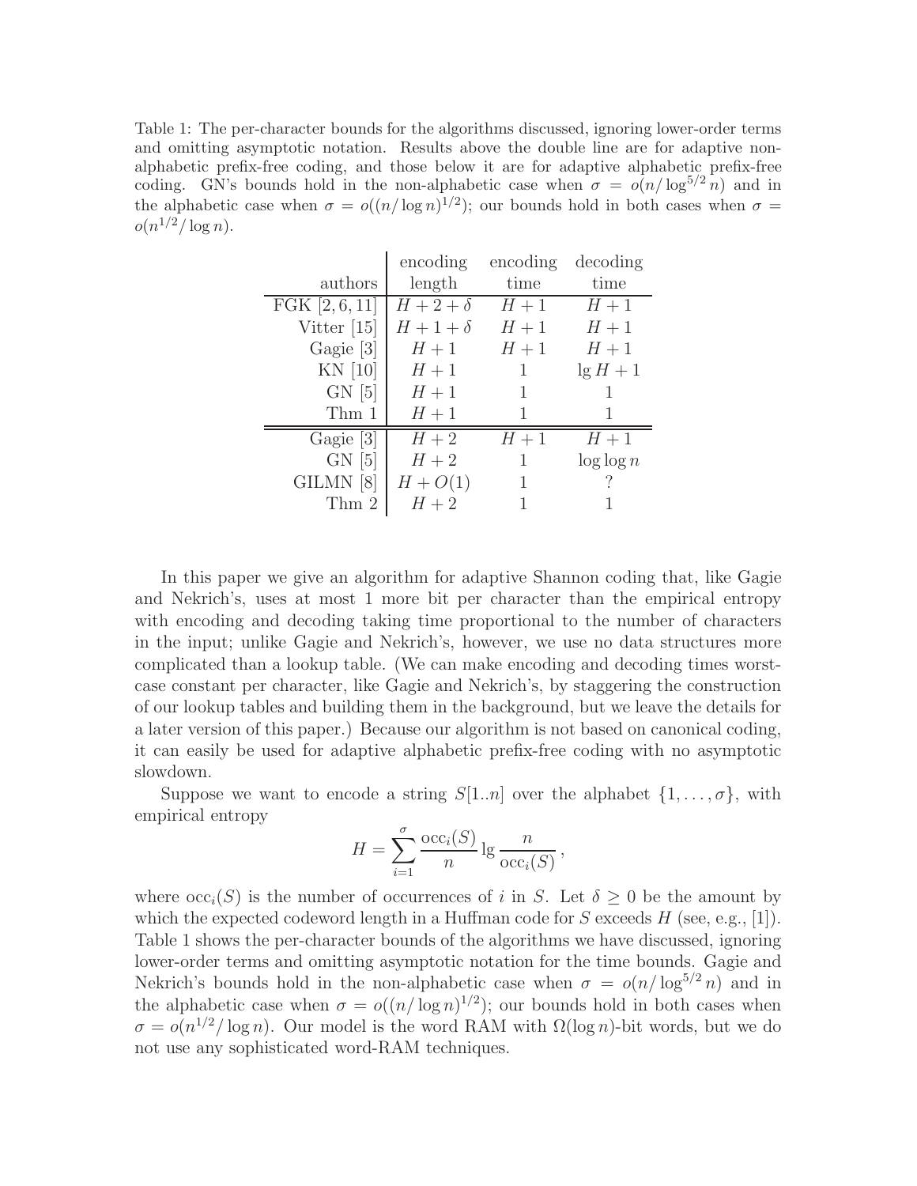Table 1: The per-character bounds for the algorithms discussed, ignoring lower-order terms and omitting asymptotic notation. Results above the double line are for adaptive non-alphabetic prefix-free coding, and those below it are for adaptive alphabetic prefix-free coding. GN's bounds hold in the non-alphabetic case when $\sigma = o(n/\log^{5/2} n)$ and in the alphabetic case when $\sigma = o((n/\log n)^{1/2})$; our bounds hold in both cases when $\sigma = o(n^{1/2}/\log n)$.

| authors | encoding length | encoding time | decoding time |
|---|---|---|---|
| FGK [2, 6, 11] | $H + 2 + \delta$ | $H + 1$ | $H + 1$ |
| Vitter [15] | $H + 1 + \delta$ | $H + 1$ | $H + 1$ |
| Gagie [3] | $H + 1$ | $H + 1$ | $H + 1$ |
| KN [10] | $H + 1$ | 1 | $\lg H + 1$ |
| GN [5] | $H + 1$ | 1 | 1 |
| Thm 1 | $H + 1$ | 1 | 1 |
| Gagie [3] | $H + 2$ | $H + 1$ | $H + 1$ |
| GN [5] | $H + 2$ | 1 | $\log \log n$ |
| GILMN [8] | $H + O(1)$ | 1 | ? |
| Thm 2 | $H + 2$ | 1 | 1 |

In this paper we give an algorithm for adaptive Shannon coding that, like Gagie and Nekrich's, uses at most 1 more bit per character than the empirical entropy with encoding and decoding taking time proportional to the number of characters in the input; unlike Gagie and Nekrich's, however, we use no data structures more complicated than a lookup table. (We can make encoding and decoding times worst-case constant per character, like Gagie and Nekrich's, by staggering the construction of our lookup tables and building them in the background, but we leave the details for a later version of this paper.) Because our algorithm is not based on canonical coding, it can easily be used for adaptive alphabetic prefix-free coding with no asymptotic slowdown.

Suppose we want to encode a string $S[1..n]$ over the alphabet $\{1, \ldots, \sigma\}$, with empirical entropy

$$H = \sum_{i=1}^{\sigma} \frac{\mathrm{occ}_i(S)}{n} \lg \frac{n}{\mathrm{occ}_i(S)} \, ,$$

where $\mathrm{occ}_i(S)$ is the number of occurrences of $i$ in $S$. Let $\delta \geq 0$ be the amount by which the expected codeword length in a Huffman code for $S$ exceeds $H$ (see, e.g., [1]). Table 1 shows the per-character bounds of the algorithms we have discussed, ignoring lower-order terms and omitting asymptotic notation for the time bounds. Gagie and Nekrich's bounds hold in the non-alphabetic case when $\sigma = o(n/\log^{5/2} n)$ and in the alphabetic case when $\sigma = o((n/\log n)^{1/2})$; our bounds hold in both cases when $\sigma = o(n^{1/2}/\log n)$. Our model is the word RAM with $\Omega(\log n)$-bit words, but we do not use any sophisticated word-RAM techniques.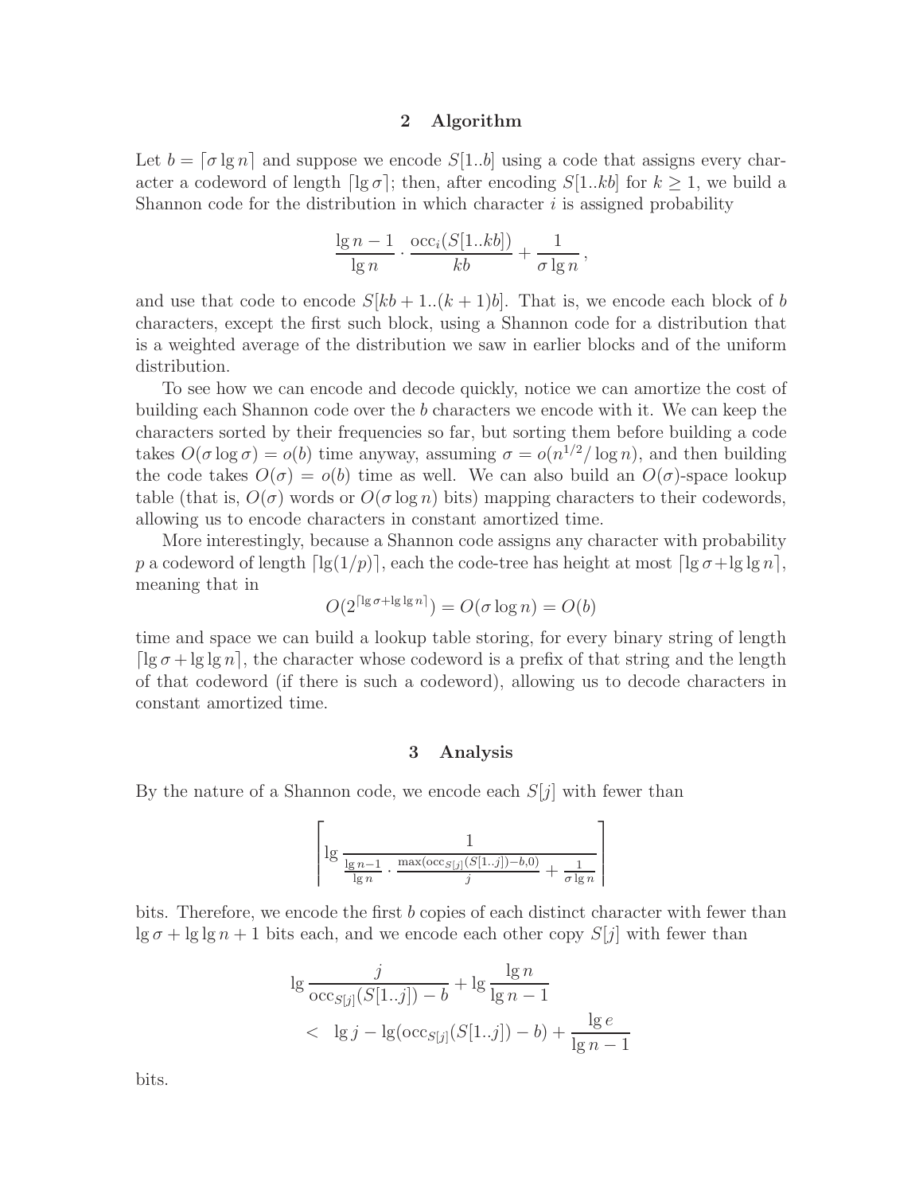## 2 Algorithm

Let $b = \lceil \sigma \lg n \rceil$ and suppose we encode $S[1..b]$ using a code that assigns every character a codeword of length $\lceil \lg \sigma \rceil$; then, after encoding $S[1..kb]$ for $k \geq 1$, we build a Shannon code for the distribution in which character $i$ is assigned probability

$$\frac{\lg n - 1}{\lg n} \cdot \frac{\mathrm{occ}_i(S[1..kb])}{kb} + \frac{1}{\sigma \lg n}\,,$$

and use that code to encode $S[kb + 1..(k + 1)b]$. That is, we encode each block of $b$ characters, except the first such block, using a Shannon code for a distribution that is a weighted average of the distribution we saw in earlier blocks and of the uniform distribution.

To see how we can encode and decode quickly, notice we can amortize the cost of building each Shannon code over the $b$ characters we encode with it. We can keep the characters sorted by their frequencies so far, but sorting them before building a code takes $O(\sigma \log \sigma) = o(b)$ time anyway, assuming $\sigma = o(n^{1/2}/\log n)$, and then building the code takes $O(\sigma) = o(b)$ time as well. We can also build an $O(\sigma)$-space lookup table (that is, $O(\sigma)$ words or $O(\sigma \log n)$ bits) mapping characters to their codewords, allowing us to encode characters in constant amortized time.

More interestingly, because a Shannon code assigns any character with probability $p$ a codeword of length $\lceil \lg(1/p) \rceil$, each the code-tree has height at most $\lceil \lg \sigma + \lg \lg n \rceil$, meaning that in

$$O(2^{\lceil \lg \sigma + \lg \lg n \rceil}) = O(\sigma \log n) = O(b)$$

time and space we can build a lookup table storing, for every binary string of length $\lceil \lg \sigma + \lg \lg n \rceil$, the character whose codeword is a prefix of that string and the length of that codeword (if there is such a codeword), allowing us to decode characters in constant amortized time.

## 3 Analysis

By the nature of a Shannon code, we encode each $S[j]$ with fewer than

$$\left\lceil \lg \frac{1}{\frac{\lg n - 1}{\lg n} \cdot \frac{\max(\mathrm{occ}_{S[j]}(S[1..j]) - b, 0)}{j} + \frac{1}{\sigma \lg n}} \right\rceil$$

bits. Therefore, we encode the first $b$ copies of each distinct character with fewer than $\lg \sigma + \lg \lg n + 1$ bits each, and we encode each other copy $S[j]$ with fewer than

$$\begin{aligned} &\lg \frac{j}{\mathrm{occ}_{S[j]}(S[1..j]) - b} + \lg \frac{\lg n}{\lg n - 1} \\ &< \; \lg j - \lg(\mathrm{occ}_{S[j]}(S[1..j]) - b) + \frac{\lg e}{\lg n - 1} \end{aligned}$$

bits.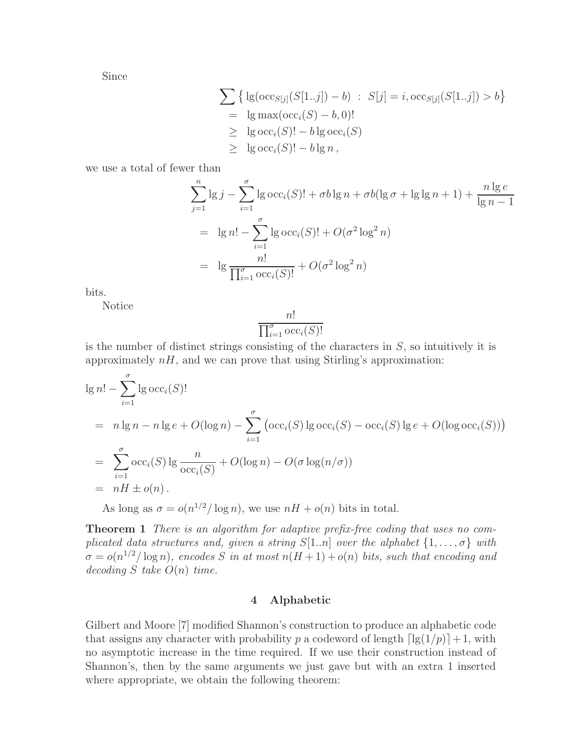Since

$$
\begin{aligned}
&\sum \left\{ \lg(\mathrm{occ}_{S[j]}(S[1..j]) - b) \;:\; S[j] = i, \mathrm{occ}_{S[j]}(S[1..j]) > b \right\} \\
&\quad = \lg \max(\mathrm{occ}_i(S) - b, 0)! \\
&\quad \geq \lg \mathrm{occ}_i(S)! - b \lg \mathrm{occ}_i(S) \\
&\quad \geq \lg \mathrm{occ}_i(S)! - b \lg n \,,
\end{aligned}
$$

we use a total of fewer than

$$
\begin{aligned}
&\sum_{j=1}^{n} \lg j - \sum_{i=1}^{\sigma} \lg \mathrm{occ}_i(S)! + \sigma b \lg n + \sigma b(\lg \sigma + \lg\lg n + 1) + \frac{n \lg e}{\lg n - 1} \\
&\quad = \lg n! - \sum_{i=1}^{\sigma} \lg \mathrm{occ}_i(S)! + O(\sigma^2 \log^2 n) \\
&\quad = \lg \frac{n!}{\prod_{i=1}^{\sigma} \mathrm{occ}_i(S)!} + O(\sigma^2 \log^2 n)
\end{aligned}
$$

bits.

Notice

$$
\frac{n!}{\prod_{i=1}^{\sigma} \mathrm{occ}_i(S)!}
$$

is the number of distinct strings consisting of the characters in $S$, so intuitively it is approximately $nH$, and we can prove that using Stirling's approximation:

$$
\begin{aligned}
&\lg n! - \sum_{i=1}^{\sigma} \lg \mathrm{occ}_i(S)! \\
&= n \lg n - n \lg e + O(\log n) - \sum_{i=1}^{\sigma} \left( \mathrm{occ}_i(S) \lg \mathrm{occ}_i(S) - \mathrm{occ}_i(S) \lg e + O(\log \mathrm{occ}_i(S)) \right) \\
&= \sum_{i=1}^{\sigma} \mathrm{occ}_i(S) \lg \frac{n}{\mathrm{occ}_i(S)} + O(\log n) - O(\sigma \log(n/\sigma)) \\
&= nH \pm o(n) \,.
\end{aligned}
$$

As long as $\sigma = o(n^{1/2} / \log n)$, we use $nH + o(n)$ bits in total.

**Theorem 1** *There is an algorithm for adaptive prefix-free coding that uses no complicated data structures and, given a string $S[1..n]$ over the alphabet $\{1, \ldots, \sigma\}$ with $\sigma = o(n^{1/2}/\log n)$, encodes $S$ in at most $n(H + 1) + o(n)$ bits, such that encoding and decoding $S$ take $O(n)$ time.*

## 4 Alphabetic

Gilbert and Moore [7] modified Shannon's construction to produce an alphabetic code that assigns any character with probability $p$ a codeword of length $\lceil \lg(1/p) \rceil + 1$, with no asymptotic increase in the time required. If we use their construction instead of Shannon's, then by the same arguments we just gave but with an extra 1 inserted where appropriate, we obtain the following theorem: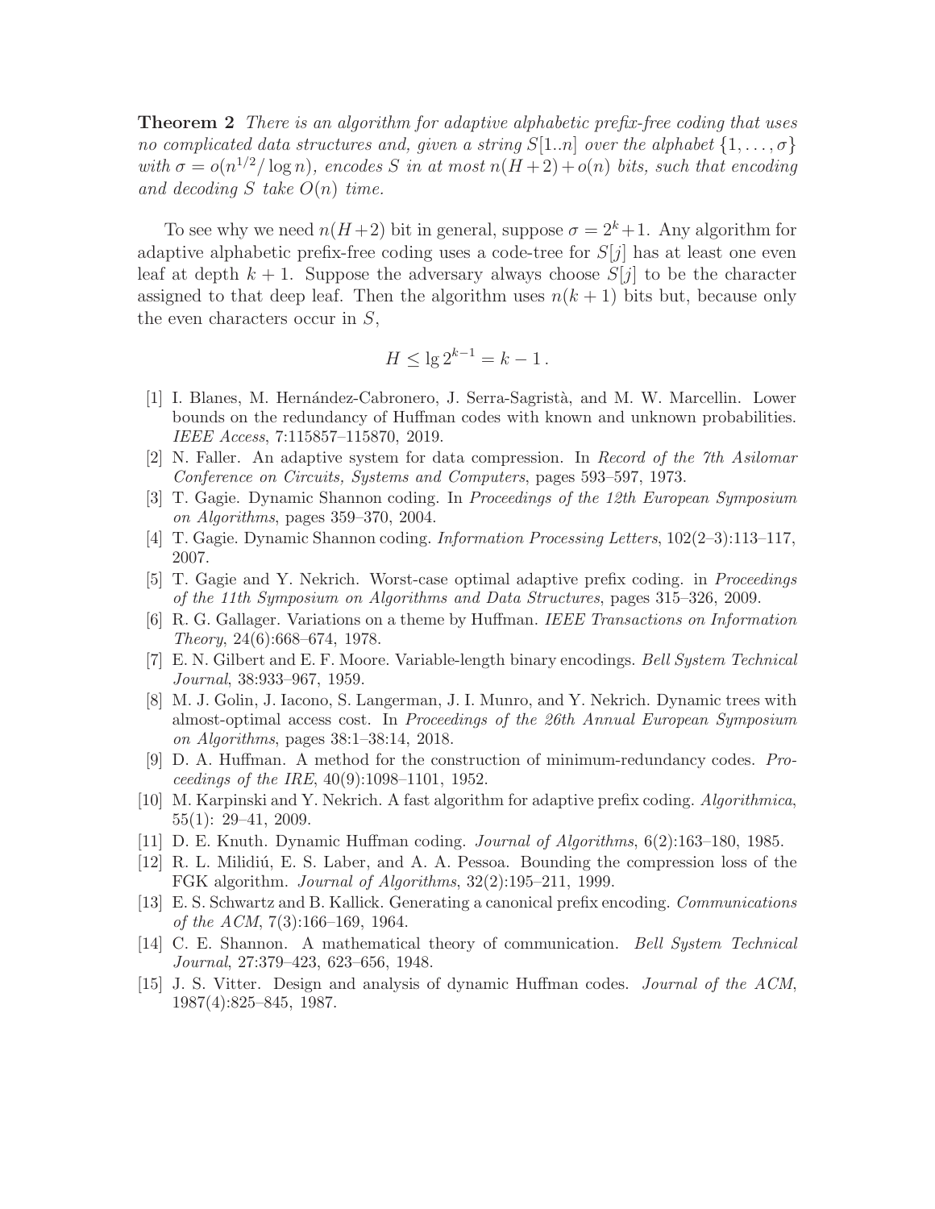**Theorem 2** *There is an algorithm for adaptive alphabetic prefix-free coding that uses no complicated data structures and, given a string $S[1..n]$ over the alphabet $\{1, \ldots, \sigma\}$ with $\sigma = o(n^{1/2}/\log n)$, encodes $S$ in at most $n(H+2) + o(n)$ bits, such that encoding and decoding $S$ take $O(n)$ time.*

To see why we need $n(H+2)$ bit in general, suppose $\sigma = 2^k + 1$. Any algorithm for adaptive alphabetic prefix-free coding uses a code-tree for $S[j]$ has at least one even leaf at depth $k+1$. Suppose the adversary always choose $S[j]$ to be the character assigned to that deep leaf. Then the algorithm uses $n(k+1)$ bits but, because only the even characters occur in $S$,

$$H \leq \lg 2^{k-1} = k - 1 \, .$$

[1] I. Blanes, M. Hernández-Cabronero, J. Serra-Sagristà, and M. W. Marcellin. Lower bounds on the redundancy of Huffman codes with known and unknown probabilities. *IEEE Access*, 7:115857–115870, 2019.

[2] N. Faller. An adaptive system for data compression. In *Record of the 7th Asilomar Conference on Circuits, Systems and Computers*, pages 593–597, 1973.

[3] T. Gagie. Dynamic Shannon coding. In *Proceedings of the 12th European Symposium on Algorithms*, pages 359–370, 2004.

[4] T. Gagie. Dynamic Shannon coding. *Information Processing Letters*, 102(2–3):113–117, 2007.

[5] T. Gagie and Y. Nekrich. Worst-case optimal adaptive prefix coding. in *Proceedings of the 11th Symposium on Algorithms and Data Structures*, pages 315–326, 2009.

[6] R. G. Gallager. Variations on a theme by Huffman. *IEEE Transactions on Information Theory*, 24(6):668–674, 1978.

[7] E. N. Gilbert and E. F. Moore. Variable-length binary encodings. *Bell System Technical Journal*, 38:933–967, 1959.

[8] M. J. Golin, J. Iacono, S. Langerman, J. I. Munro, and Y. Nekrich. Dynamic trees with almost-optimal access cost. In *Proceedings of the 26th Annual European Symposium on Algorithms*, pages 38:1–38:14, 2018.

[9] D. A. Huffman. A method for the construction of minimum-redundancy codes. *Proceedings of the IRE*, 40(9):1098–1101, 1952.

[10] M. Karpinski and Y. Nekrich. A fast algorithm for adaptive prefix coding. *Algorithmica*, 55(1): 29–41, 2009.

[11] D. E. Knuth. Dynamic Huffman coding. *Journal of Algorithms*, 6(2):163–180, 1985.

[12] R. L. Milidiú, E. S. Laber, and A. A. Pessoa. Bounding the compression loss of the FGK algorithm. *Journal of Algorithms*, 32(2):195–211, 1999.

[13] E. S. Schwartz and B. Kallick. Generating a canonical prefix encoding. *Communications of the ACM*, 7(3):166–169, 1964.

[14] C. E. Shannon. A mathematical theory of communication. *Bell System Technical Journal*, 27:379–423, 623–656, 1948.

[15] J. S. Vitter. Design and analysis of dynamic Huffman codes. *Journal of the ACM*, 1987(4):825–845, 1987.